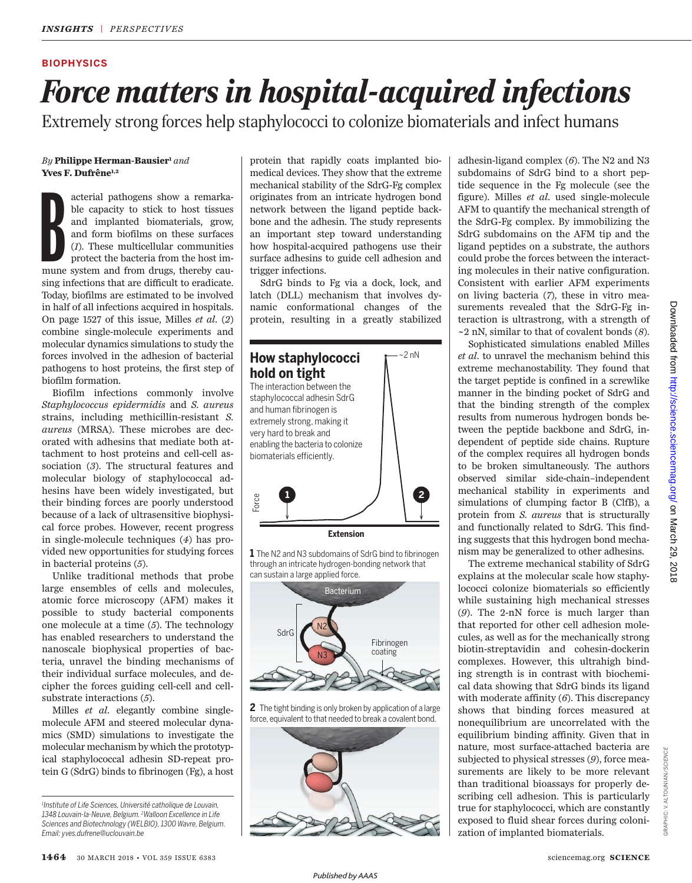BIOPHYSICS

# Force matters in hospital-acquired infections

Extremely strong forces help staphylococci to colonize biomaterials and infect humans

*By* **Philippe Herman-Bausier**[1] *and* **Yves F. Dufrêne**[1,2]

Bacterial pathogens show a remarkable capacity to stick to host tissues and implanted biomaterials, grow, and form biofilms on these surfaces (*1*). These multicellular communities protect the bacteria from the host immune system and from drugs, thereby causing infections that are difficult to eradicate. Today, biofilms are estimated to be involved in half of all infections acquired in hospitals. On page 1527 of this issue, Milles *et al.* (*2*) combine single-molecule experiments and molecular dynamics simulations to study the forces involved in the adhesion of bacterial pathogens to host proteins, the first step of biofilm formation.

Biofilm infections commonly involve *Staphylococcus epidermidis* and *S. aureus* strains, including methicillin-resistant *S. aureus* (MRSA). These microbes are decorated with adhesins that mediate both attachment to host proteins and cell-cell association (*3*). The structural features and molecular biology of staphylococcal adhesins have been widely investigated, but their binding forces are poorly understood because of a lack of ultrasensitive biophysical force probes. However, recent progress in single-molecule techniques (*4*) has provided new opportunities for studying forces in bacterial proteins (*5*).

Unlike traditional methods that probe large ensembles of cells and molecules, atomic force microscopy (AFM) makes it possible to study bacterial components one molecule at a time (*5*). The technology has enabled researchers to understand the nanoscale biophysical properties of bacteria, unravel the binding mechanisms of their individual surface molecules, and decipher the forces guiding cell-cell and cell-substrate interactions (*5*).

Milles *et al.* elegantly combine single-molecule AFM and steered molecular dynamics (SMD) simulations to investigate the molecular mechanism by which the prototypical staphylococcal adhesin SD-repeat protein G (SdrG) binds to fibrinogen (Fg), a host protein that rapidly coats implanted biomedical devices. They show that the extreme mechanical stability of the SdrG-Fg complex originates from an intricate hydrogen bond network between the ligand peptide backbone and the adhesin. The study represents an important step toward understanding how hospital-acquired pathogens use their surface adhesins to guide cell adhesion and trigger infections.

SdrG binds to Fg via a dock, lock, and latch (DLL) mechanism that involves dynamic conformational changes of the protein, resulting in a greatly stabilized adhesin-ligand complex (*6*). The N2 and N3 subdomains of SdrG bind to a short peptide sequence in the Fg molecule (see the figure). Milles *et al.* used single-molecule AFM to quantify the mechanical strength of the SdrG-Fg complex. By immobilizing the SdrG subdomains on the AFM tip and the ligand peptides on a substrate, the authors could probe the forces between the interacting molecules in their native configuration. Consistent with earlier AFM experiments on living bacteria (*7*), these in vitro measurements revealed that the SdrG-Fg interaction is ultrastrong, with a strength of ~2 nN, similar to that of covalent bonds (*8*).

Sophisticated simulations enabled Milles *et al.* to unravel the mechanism behind this extreme mechanostability. They found that the target peptide is confined in a screwlike manner in the binding pocket of SdrG and that the binding strength of the complex results from numerous hydrogen bonds between the peptide backbone and SdrG, independent of peptide side chains. Rupture of the complex requires all hydrogen bonds to be broken simultaneously. The authors observed similar side-chain–independent mechanical stability in experiments and simulations of clumping factor B (ClfB), a protein from *S. aureus* that is structurally and functionally related to SdrG. This finding suggests that this hydrogen bond mechanism may be generalized to other adhesins.

The extreme mechanical stability of SdrG explains at the molecular scale how staphylococci colonize biomaterials so efficiently while sustaining high mechanical stresses (*9*). The 2-nN force is much larger than that reported for other cell adhesion molecules, as well as for the mechanically strong biotin-streptavidin and cohesin-dockerin complexes. However, this ultrahigh binding strength is in contrast with biochemical data showing that SdrG binds its ligand with moderate affinity (*6*). This discrepancy shows that binding forces measured at nonequilibrium are uncorrelated with the equilibrium binding affinity. Given that in nature, most surface-attached bacteria are subjected to physical stresses (*9*), force measurements are likely to be more relevant than traditional bioassays for properly describing cell adhesion. This is particularly true for staphylococci, which are constantly exposed to fluid shear forces during colonization of implanted biomaterials.

### How staphylococci hold on tight

The interaction between the staphylococcal adhesin SdrG and human fibrinogen is extremely strong, making it very hard to break and enabling the bacteria to colonize biomaterials efficiently.

**1** The N2 and N3 subdomains of SdrG bind to fibrinogen through an intricate hydrogen-bonding network that can sustain a large applied force.

**2** The tight binding is only broken by application of a large force, equivalent to that needed to break a covalent bond.

GRAPHIC: V. ALTOUNIAN/*SCIENCE*

[1]Institute of Life Sciences, Université catholique de Louvain, 1348 Louvain-la-Neuve, Belgium. [2]Walloon Excellence in Life Sciences and Biotechnology (WELBIO), 1300 Wavre, Belgium. Email: yves.dufrene@uclouvain.be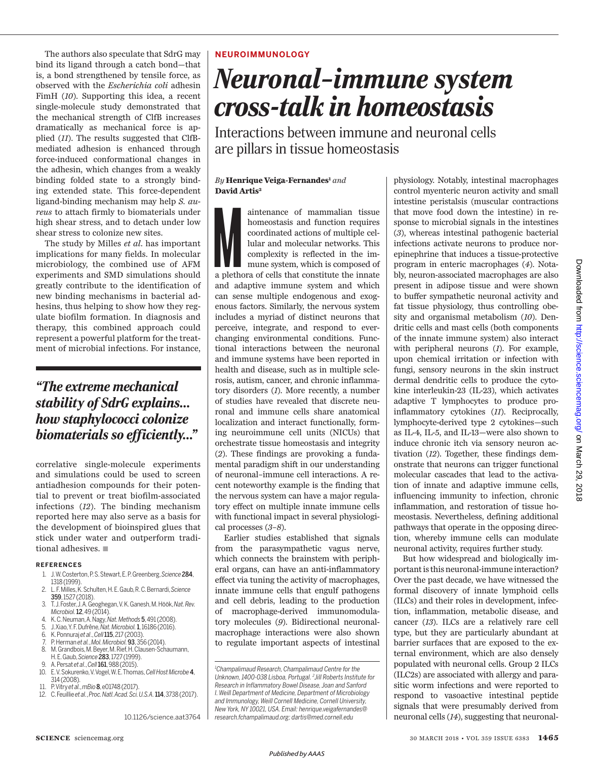The authors also speculate that SdrG may bind its ligand through a catch bond—that is, a bond strengthened by tensile force, as observed with the *Escherichia coli* adhesin FimH (*10*). Supporting this idea, a recent single-molecule study demonstrated that the mechanical strength of ClfB increases dramatically as mechanical force is applied (*11*). The results suggested that ClfB-mediated adhesion is enhanced through force-induced conformational changes in the adhesin, which changes from a weakly binding folded state to a strongly binding extended state. This force-dependent ligand-binding mechanism may help *S. aureus* to attach firmly to biomaterials under high shear stress, and to detach under low shear stress to colonize new sites.

The study by Milles *et al.* has important implications for many fields. In molecular microbiology, the combined use of AFM experiments and SMD simulations should greatly contribute to the identification of new binding mechanisms in bacterial adhesins, thus helping to show how they regulate biofilm formation. In diagnosis and therapy, this combined approach could represent a powerful platform for the treatment of microbial infections. For instance, correlative single-molecule experiments and simulations could be used to screen antiadhesion compounds for their potential to prevent or treat biofilm-associated infections (*12*). The binding mechanism reported here may also serve as a basis for the development of bioinspired glues that stick under water and outperform traditional adhesives. ■

> *"The extreme mechanical stability of SdrG explains... how staphylococci colonize biomaterials so efficiently..."*

#### REFERENCES

1. J. W. Costerton, P. S. Stewart, E. P. Greenberg, *Science* **284**, 1318 (1999).
2. L. F. Milles, K. Schulten, H. E. Gaub, R. C. Bernardi, *Science* **359**, 1527 (2018).
3. T. J. Foster, J. A. Geoghegan, V. K. Ganesh, M. Höök, *Nat. Rev. Microbiol.* **12**, 49 (2014).
4. K. C. Neuman, A. Nagy, *Nat. Methods* **5**, 491 (2008).
5. J. Xiao, Y. F. Dufrêne, *Nat. Microbiol.* **1**, 16186 (2016).
6. K. Ponnuraj *et al.*, *Cell* **115**, 217 (2003).
7. P. Herman *et al.*, *Mol. Microbiol.* **93**, 356 (2014).
8. M. Grandbois, M. Beyer, M. Rief, H. Clausen-Schaumann, H. E. Gaub, *Science* **283**, 1727 (1999).
9. A. Persat *et al.*, *Cell* **161**, 988 (2015).
10. E. V. Sokurenko, V. Vogel, W. E. Thomas, *Cell Host Microbe* **4**, 314 (2008).
11. P. Vitry *et al.*, *mBio* **8**, e01748 (2017).
12. C. Feuillie *et al.*, *Proc. Natl. Acad. Sci. U.S.A.* **114**, 3738 (2017).

10.1126/science.aat3764

NEUROIMMUNOLOGY

# *Neuronal–immune system cross-talk in homeostasis*

## Interactions between immune and neuronal cells are pillars in tissue homeostasis

*By* **Henrique Veiga-Fernandes**[1] *and* **David Artis**[2]

Maintenance of mammalian tissue homeostasis and function requires coordinated actions of multiple cellular and molecular networks. This complexity is reflected in the immune system, which is composed of a plethora of cells that constitute the innate and adaptive immune system and which can sense multiple endogenous and exogenous factors. Similarly, the nervous system includes a myriad of distinct neurons that perceive, integrate, and respond to ever-changing environmental conditions. Functional interactions between the neuronal and immune systems have been reported in health and disease, such as in multiple sclerosis, autism, cancer, and chronic inflammatory disorders (*1*). More recently, a number of studies have revealed that discrete neuronal and immune cells share anatomical localization and interact functionally, forming neuroimmune cell units (NICUs) that orchestrate tissue homeostasis and integrity (*2*). These findings are provoking a fundamental paradigm shift in our understanding of neuronal–immune cell interactions. A recent noteworthy example is the finding that the nervous system can have a major regulatory effect on multiple innate immune cells with functional impact in several physiological processes (*3*–*8*).

Earlier studies established that signals from the parasympathetic vagus nerve, which connects the brainstem with peripheral organs, can have an anti-inflammatory effect via tuning the activity of macrophages, innate immune cells that engulf pathogens and cell debris, leading to the production of macrophage-derived immunomodulatory molecules (*9*). Bidirectional neuronal-macrophage interactions were also shown to regulate important aspects of intestinal physiology. Notably, intestinal macrophages control myenteric neuron activity and small intestine peristalsis (muscular contractions that move food down the intestine) in response to microbial signals in the intestines (*3*), whereas intestinal pathogenic bacterial infections activate neurons to produce norepinephrine that induces a tissue-protective program in enteric macrophages (*4*). Notably, neuron-associated macrophages are also present in adipose tissue and were shown to buffer sympathetic neuronal activity and fat tissue physiology, thus controlling obesity and organismal metabolism (*10*). Dendritic cells and mast cells (both components of the innate immune system) also interact with peripheral neurons (*1*). For example, upon chemical irritation or infection with fungi, sensory neurons in the skin instruct dermal dendritic cells to produce the cytokine interleukin-23 (IL-23), which activates adaptive T lymphocytes to produce proinflammatory cytokines (*11*). Reciprocally, lymphocyte-derived type 2 cytokines—such as IL-4, IL-5, and IL-13—were also shown to induce chronic itch via sensory neuron activation (*12*). Together, these findings demonstrate that neurons can trigger functional molecular cascades that lead to the activation of innate and adaptive immune cells, influencing immunity to infection, chronic inflammation, and restoration of tissue homeostasis. Nevertheless, defining additional pathways that operate in the opposing direction, whereby immune cells can modulate neuronal activity, requires further study.

But how widespread and biologically important is this neuronal-immune interaction? Over the past decade, we have witnessed the formal discovery of innate lymphoid cells (ILCs) and their roles in development, infection, inflammation, metabolic disease, and cancer (*13*). ILCs are a relatively rare cell type, but they are particularly abundant at barrier surfaces that are exposed to the external environment, which are also densely populated with neuronal cells. Group 2 ILCs (ILC2s) are associated with allergy and parasitic worm infections and were reported to respond to vasoactive intestinal peptide signals that were presumably derived from neuronal cells (*14*), suggesting that neuronal-

[1]*Champalimaud Research, Champalimaud Centre for the Unknown, 1400-038 Lisboa, Portugal.* [2]*Jill Roberts Institute for Research in Inflammatory Bowel Disease, Joan and Sanford I. Weill Department of Medicine, Department of Microbiology and Immunology, Weill Cornell Medicine, Cornell University, New York, NY 10021, USA. Email: henrique.veigafernandes@research.fchampalimaud.org; dartis@med.cornell.edu*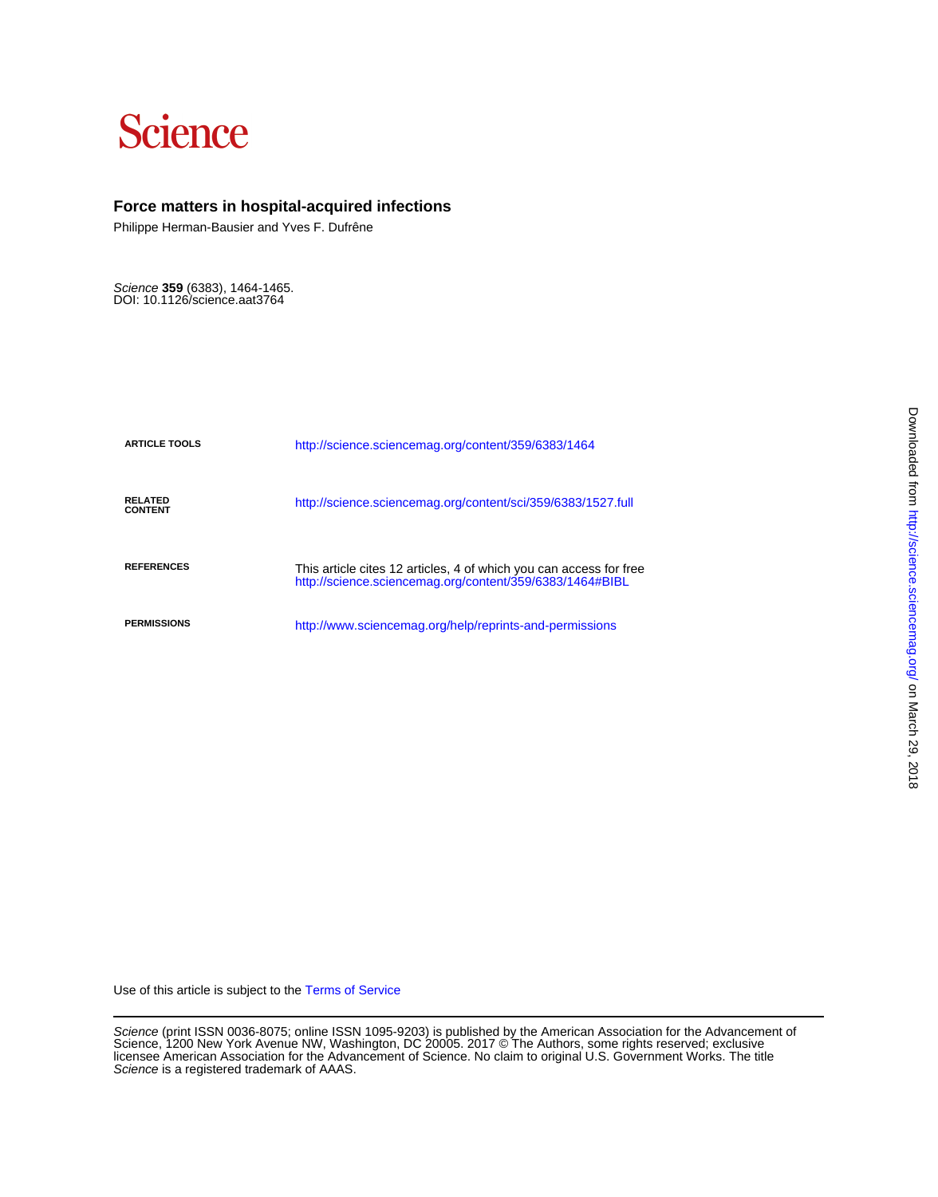# Science

## Force matters in hospital-acquired infections

Philippe Herman-Bausier and Yves F. Dufrêne

*Science* **359** (6383), 1464-1465.
DOI: 10.1126/science.aat3764

| | |
|---|---|
| **ARTICLE TOOLS** | http://science.sciencemag.org/content/359/6383/1464 |
| **RELATED CONTENT** | http://science.sciencemag.org/content/sci/359/6383/1527.full |
| **REFERENCES** | This article cites 12 articles, 4 of which you can access for free http://science.sciencemag.org/content/359/6383/1464#BIBL |
| **PERMISSIONS** | http://www.sciencemag.org/help/reprints-and-permissions |

Use of this article is subject to the Terms of Service

*Science* (print ISSN 0036-8075; online ISSN 1095-9203) is published by the American Association for the Advancement of Science, 1200 New York Avenue NW, Washington, DC 20005. 2017 © The Authors, some rights reserved; exclusive licensee American Association for the Advancement of Science. No claim to original U.S. Government Works. The title *Science* is a registered trademark of AAAS.

Downloaded from http://science.sciencemag.org/ on March 29, 2018